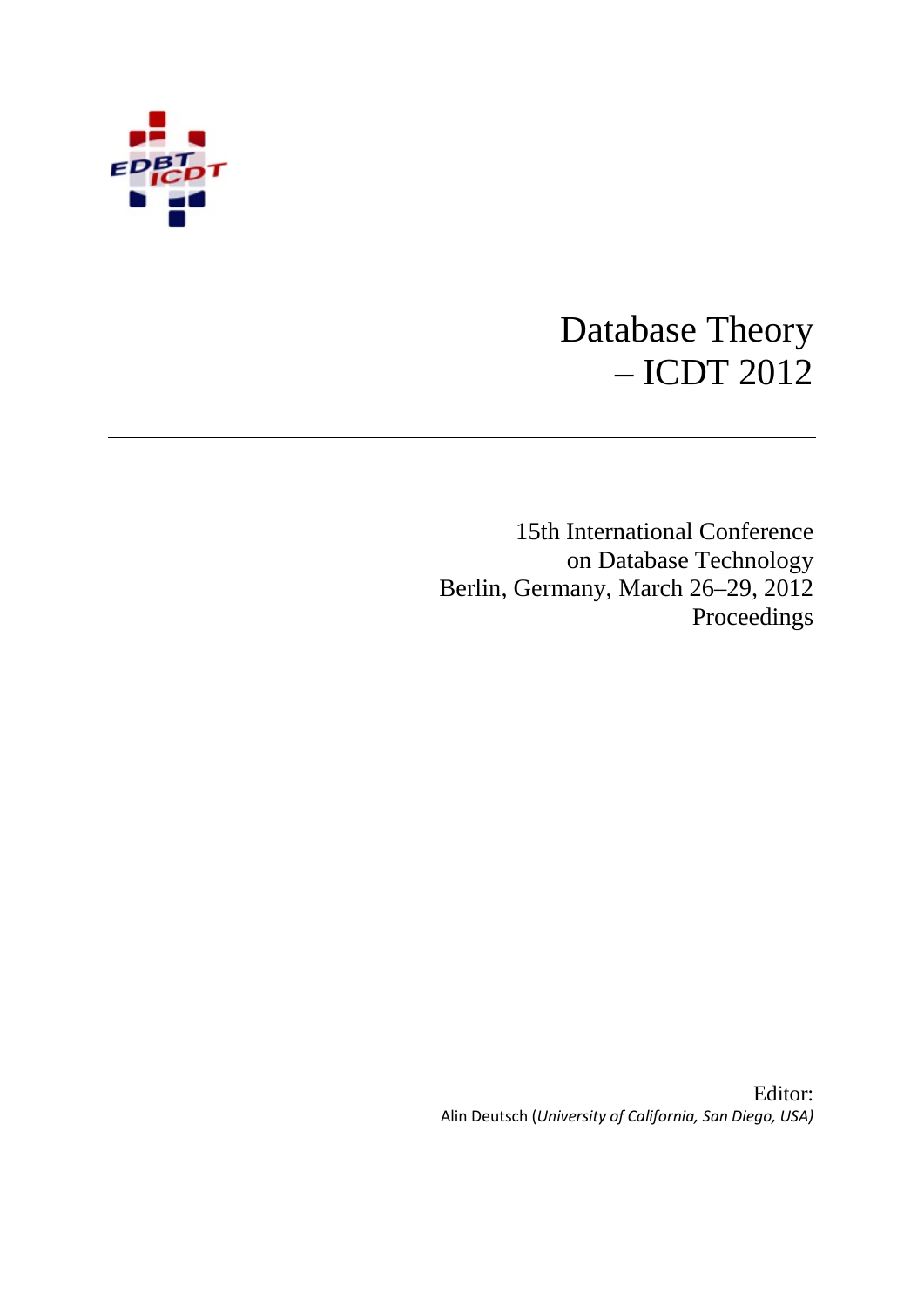# Database Theory – ICDT 2012

15th International Conference on Database Technology
Berlin, Germany, March 26–29, 2012
Proceedings

Editor:
Alin Deutsch (*University of California, San Diego, USA)*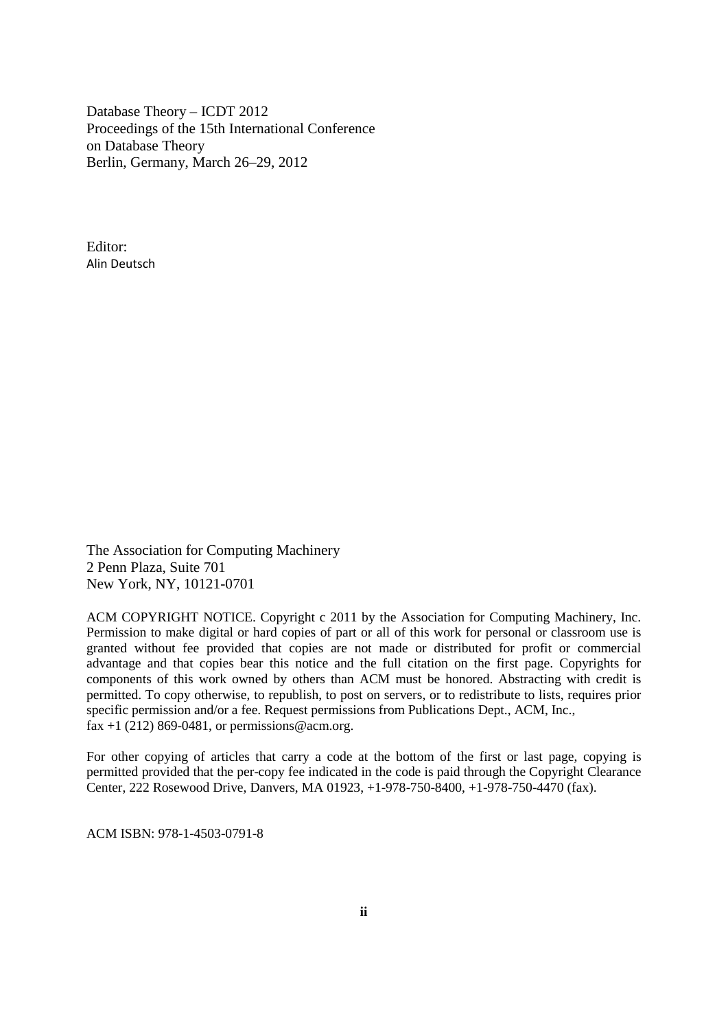Database Theory – ICDT 2012
Proceedings of the 15th International Conference
on Database Theory
Berlin, Germany, March 26–29, 2012

Editor:
Alin Deutsch

The Association for Computing Machinery
2 Penn Plaza, Suite 701
New York, NY, 10121-0701

ACM COPYRIGHT NOTICE. Copyright c 2011 by the Association for Computing Machinery, Inc. Permission to make digital or hard copies of part or all of this work for personal or classroom use is granted without fee provided that copies are not made or distributed for profit or commercial advantage and that copies bear this notice and the full citation on the first page. Copyrights for components of this work owned by others than ACM must be honored. Abstracting with credit is permitted. To copy otherwise, to republish, to post on servers, or to redistribute to lists, requires prior specific permission and/or a fee. Request permissions from Publications Dept., ACM, Inc., fax +1 (212) 869-0481, or permissions@acm.org.

For other copying of articles that carry a code at the bottom of the first or last page, copying is permitted provided that the per-copy fee indicated in the code is paid through the Copyright Clearance Center, 222 Rosewood Drive, Danvers, MA 01923, +1-978-750-8400, +1-978-750-4470 (fax).

ACM ISBN: 978-1-4503-0791-8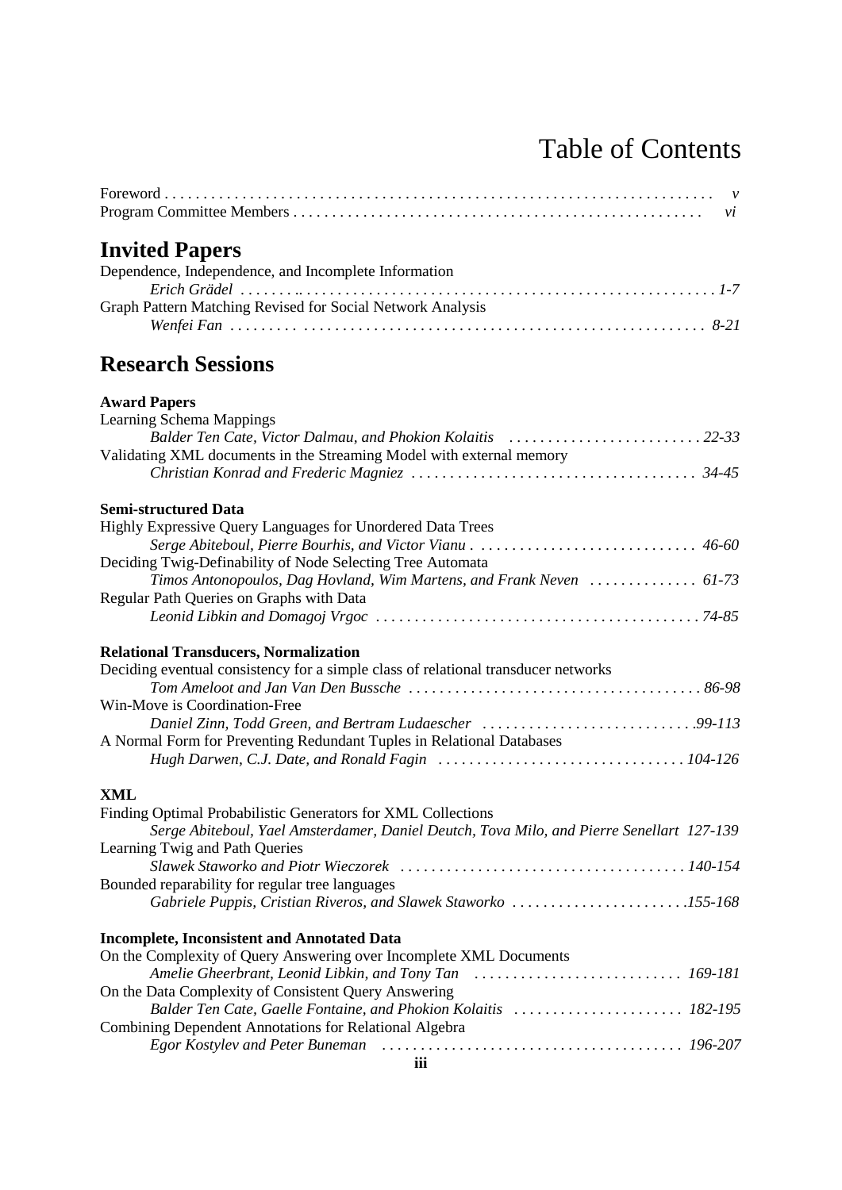# Table of Contents

Foreword ........................................................................ *v*
Program Committee Members .................................................... *vi*

## Invited Papers

Dependence, Independence, and Incomplete Information
*Erich Grädel ........................................................................ 1-7*

Graph Pattern Matching Revised for Social Network Analysis
*Wenfei Fan ........................................................................ 8-21*

## Research Sessions

**Award Papers**

Learning Schema Mappings
*Balder Ten Cate, Victor Dalmau, and Phokion Kolaitis ........................ 22-33*

Validating XML documents in the Streaming Model with external memory
*Christian Konrad and Frederic Magniez ........................................ 34-45*

**Semi-structured Data**

Highly Expressive Query Languages for Unordered Data Trees
*Serge Abiteboul, Pierre Bourhis, and Victor Vianu ............................ 46-60*

Deciding Twig-Definability of Node Selecting Tree Automata
*Timos Antonopoulos, Dag Hovland, Wim Martens, and Frank Neven .............. 61-73*

Regular Path Queries on Graphs with Data
*Leonid Libkin and Domagoj Vrgoc .............................................. 74-85*

**Relational Transducers, Normalization**

Deciding eventual consistency for a simple class of relational transducer networks
*Tom Ameloot and Jan Van Den Bussche ........................................ 86-98*

Win-Move is Coordination-Free
*Daniel Zinn, Todd Green, and Bertram Ludaescher ............................ 99-113*

A Normal Form for Preventing Redundant Tuples in Relational Databases
*Hugh Darwen, C.J. Date, and Ronald Fagin .................................. 104-126*

**XML**

Finding Optimal Probabilistic Generators for XML Collections
*Serge Abiteboul, Yael Amsterdamer, Daniel Deutch, Tova Milo, and Pierre Senellart 127-139*

Learning Twig and Path Queries
*Slawek Staworko and Piotr Wieczorek ........................................ 140-154*

Bounded reparability for regular tree languages
*Gabriele Puppis, Cristian Riveros, and Slawek Staworko ...................... 155-168*

**Incomplete, Inconsistent and Annotated Data**

On the Complexity of Query Answering over Incomplete XML Documents
*Amelie Gheerbrant, Leonid Libkin, and Tony Tan ............................ 169-181*

On the Data Complexity of Consistent Query Answering
*Balder Ten Cate, Gaelle Fontaine, and Phokion Kolaitis ...................... 182-195*

Combining Dependent Annotations for Relational Algebra
*Egor Kostylev and Peter Buneman ............................................ 196-207*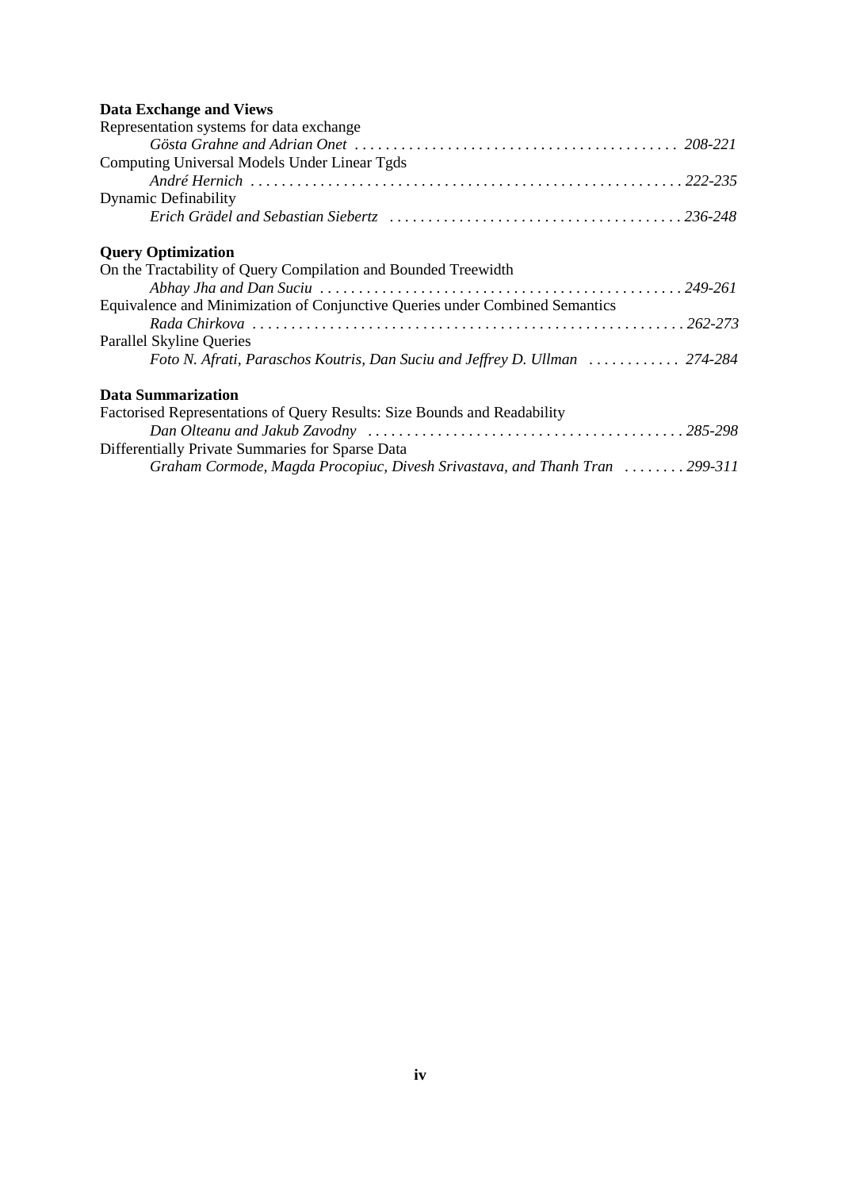**Data Exchange and Views**

Representation systems for data exchange
*Gösta Grahne and Adrian Onet* . . . . . . . . . . . . . . . . . . . . . . . . . . . . . . . . . . . . . . . . . 208-221

Computing Universal Models Under Linear Tgds
*André Hernich* . . . . . . . . . . . . . . . . . . . . . . . . . . . . . . . . . . . . . . . . . . . . . . . . . . . . . . . 222-235

Dynamic Definability
*Erich Grädel and Sebastian Siebertz* . . . . . . . . . . . . . . . . . . . . . . . . . . . . . . . . . . . . . 236-248

**Query Optimization**

On the Tractability of Query Compilation and Bounded Treewidth
*Abhay Jha and Dan Suciu* . . . . . . . . . . . . . . . . . . . . . . . . . . . . . . . . . . . . . . . . . . . . . . 249-261

Equivalence and Minimization of Conjunctive Queries under Combined Semantics
*Rada Chirkova* . . . . . . . . . . . . . . . . . . . . . . . . . . . . . . . . . . . . . . . . . . . . . . . . . . . . . . . 262-273

Parallel Skyline Queries
*Foto N. Afrati, Paraschos Koutris, Dan Suciu and Jeffrey D. Ullman* . . . . . . . . . . . . 274-284

**Data Summarization**

Factorised Representations of Query Results: Size Bounds and Readability
*Dan Olteanu and Jakub Zavodny* . . . . . . . . . . . . . . . . . . . . . . . . . . . . . . . . . . . . . . . . 285-298

Differentially Private Summaries for Sparse Data
*Graham Cormode, Magda Procopiuc, Divesh Srivastava, and Thanh Tran* . . . . . . . . 299-311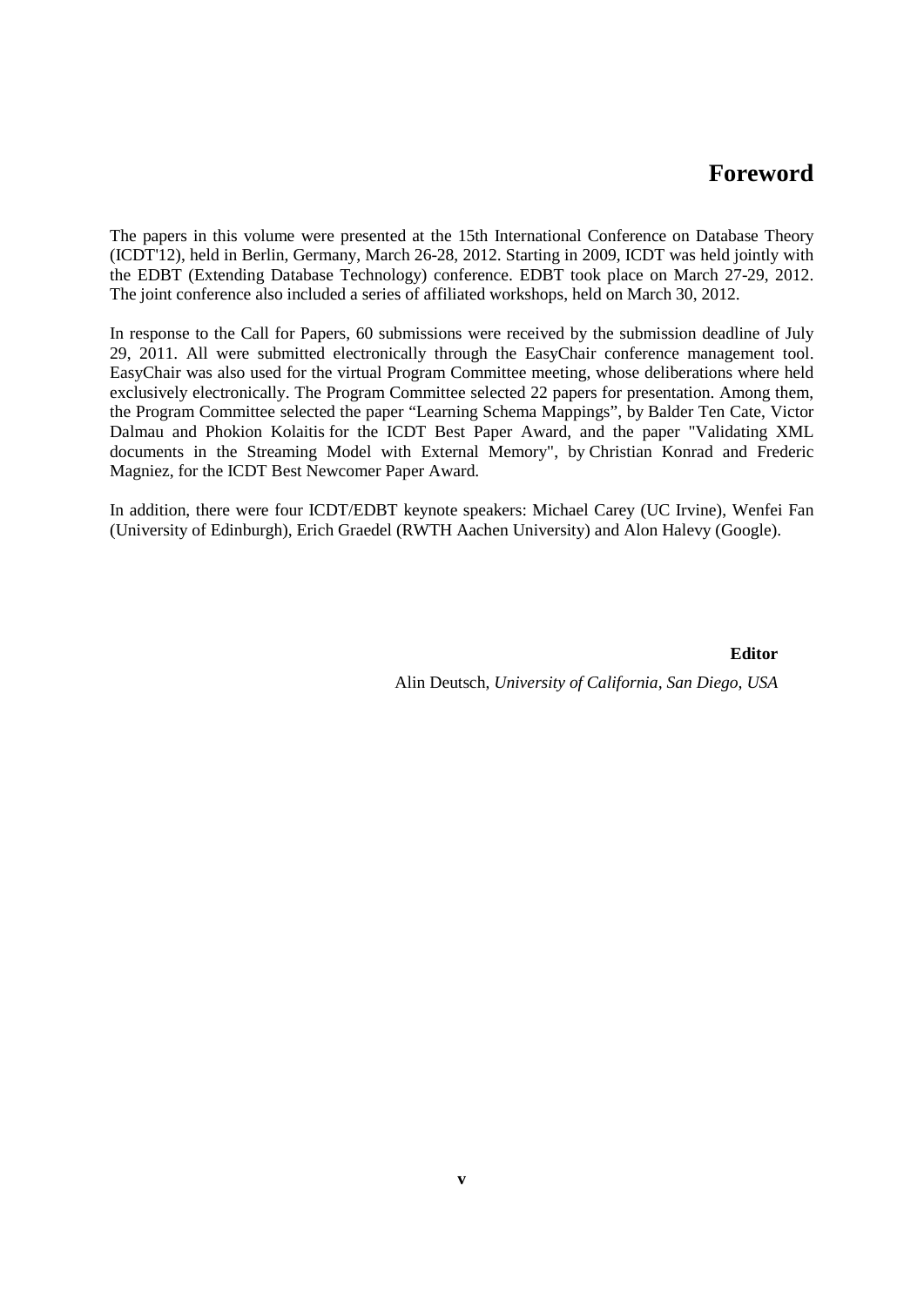# Foreword

The papers in this volume were presented at the 15th International Conference on Database Theory (ICDT'12), held in Berlin, Germany, March 26-28, 2012. Starting in 2009, ICDT was held jointly with the EDBT (Extending Database Technology) conference. EDBT took place on March 27-29, 2012. The joint conference also included a series of affiliated workshops, held on March 30, 2012.

In response to the Call for Papers, 60 submissions were received by the submission deadline of July 29, 2011. All were submitted electronically through the EasyChair conference management tool. EasyChair was also used for the virtual Program Committee meeting, whose deliberations where held exclusively electronically. The Program Committee selected 22 papers for presentation. Among them, the Program Committee selected the paper "Learning Schema Mappings", by Balder Ten Cate, Victor Dalmau and Phokion Kolaitis for the ICDT Best Paper Award, and the paper "Validating XML documents in the Streaming Model with External Memory", by Christian Konrad and Frederic Magniez, for the ICDT Best Newcomer Paper Award.

In addition, there were four ICDT/EDBT keynote speakers: Michael Carey (UC Irvine), Wenfei Fan (University of Edinburgh), Erich Graedel (RWTH Aachen University) and Alon Halevy (Google).

**Editor**

Alin Deutsch, *University of California, San Diego, USA*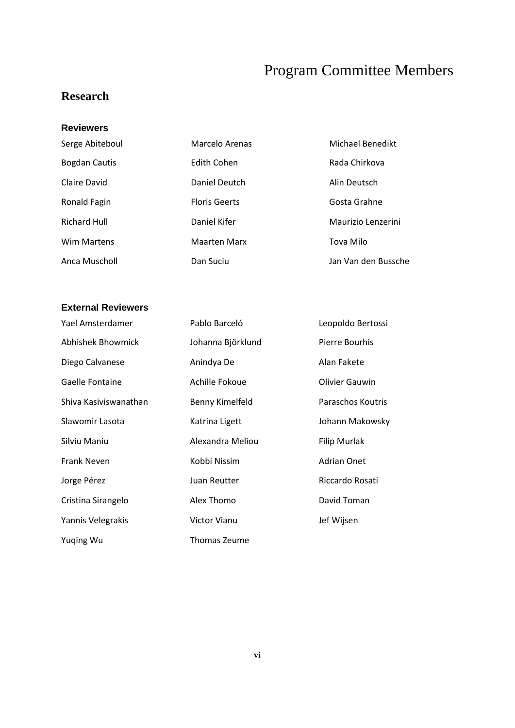# Program Committee Members

## Research

### Reviewers

Serge Abiteboul
Marcelo Arenas
Michael Benedikt
Bogdan Cautis
Edith Cohen
Rada Chirkova
Claire David
Daniel Deutch
Alin Deutsch
Ronald Fagin
Floris Geerts
Gosta Grahne
Richard Hull
Daniel Kifer
Maurizio Lenzerini
Wim Martens
Maarten Marx
Tova Milo
Anca Muscholl
Dan Suciu
Jan Van den Bussche

### External Reviewers

Yael Amsterdamer
Pablo Barceló
Leopoldo Bertossi
Abhishek Bhowmick
Johanna Björklund
Pierre Bourhis
Diego Calvanese
Anindya De
Alan Fakete
Gaelle Fontaine
Achille Fokoue
Olivier Gauwin
Shiva Kasiviswanathan
Benny Kimelfeld
Paraschos Koutris
Slawomir Lasota
Katrina Ligett
Johann Makowsky
Silviu Maniu
Alexandra Meliou
Filip Murlak
Frank Neven
Kobbi Nissim
Adrian Onet
Jorge Pérez
Juan Reutter
Riccardo Rosati
Cristina Sirangelo
Alex Thomo
David Toman
Yannis Velegrakis
Victor Vianu
Jef Wijsen
Yuqing Wu
Thomas Zeume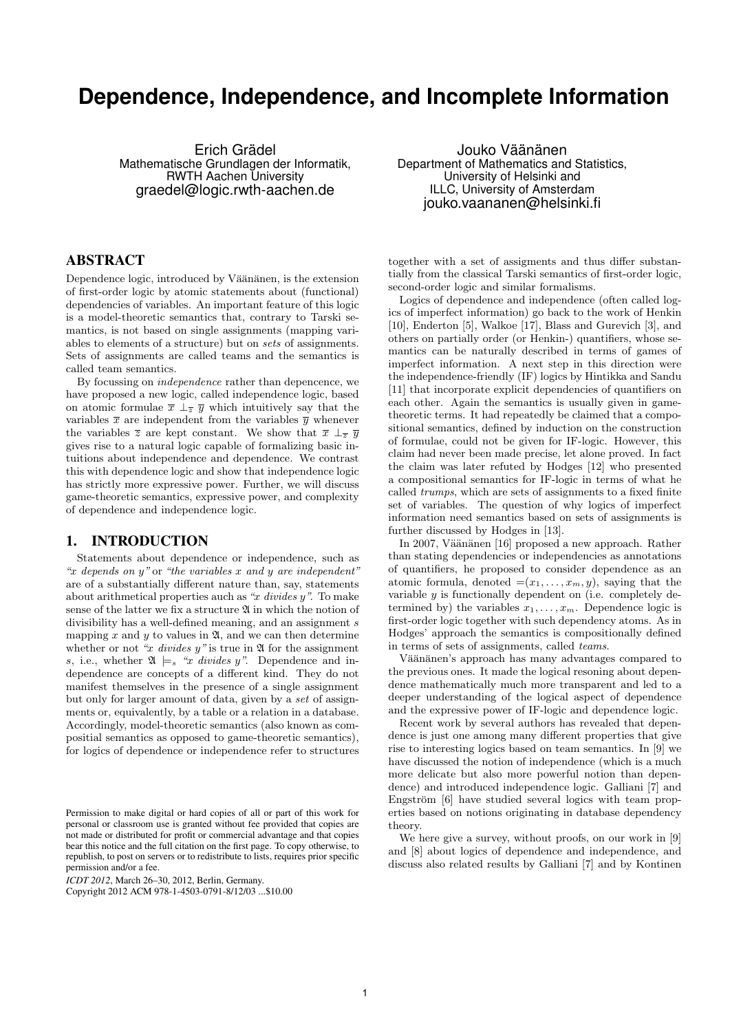# Dependence, Independence, and Incomplete Information

Erich Grädel
Mathematische Grundlagen der Informatik,
RWTH Aachen University
graedel@logic.rwth-aachen.de

Jouko Väänänen
Department of Mathematics and Statistics,
University of Helsinki and
ILLC, University of Amsterdam
jouko.vaananen@helsinki.fi

## ABSTRACT

Dependence logic, introduced by Väänänen, is the extension of first-order logic by atomic statements about (functional) dependencies of variables. An important feature of this logic is a model-theoretic semantics that, contrary to Tarski semantics, is not based on single assignments (mapping variables to elements of a structure) but on *sets* of assignments. Sets of assignments are called teams and the semantics is called team semantics.

By focussing on *independence* rather than depencence, we have proposed a new logic, called independence logic, based on atomic formulae $\overline{x} \perp_{\overline{z}} \overline{y}$ which intuitively say that the variables $\overline{x}$ are independent from the variables $\overline{y}$ whenever the variables $\overline{z}$ are kept constant. We show that $\overline{x} \perp_{\overline{z}} \overline{y}$ gives rise to a natural logic capable of formalizing basic intuitions about independence and dependence. We contrast this with dependence logic and show that independence logic has strictly more expressive power. Further, we will discuss game-theoretic semantics, expressive power, and complexity of dependence and independence logic.

## 1. INTRODUCTION

Statements about dependence or independence, such as *"x depends on y"* or *"the variables x and y are independent"* are of a substantially different nature than, say, statements about arithmetical properties auch as *"x divides y"*. To make sense of the latter we fix a structure $\mathfrak{A}$ in which the notion of divisibility has a well-defined meaning, and an assignment $s$ mapping $x$ and $y$ to values in $\mathfrak{A}$, and we can then determine whether or not *"x divides y"* is true in $\mathfrak{A}$ for the assignment $s$, i.e., whether $\mathfrak{A} \models_s$ *"x divides y"*. Dependence and independence are concepts of a different kind. They do not manifest themselves in the presence of a single assignment but only for larger amount of data, given by a *set* of assignments or, equivalently, by a table or a relation in a database. Accordingly, model-theoretic semantics (also known as compositial semantics as opposed to game-theoretic semantics), for logics of dependence or independence refer to structures together with a set of assigments and thus differ substantially from the classical Tarski semantics of first-order logic, second-order logic and similar formalisms.

Logics of dependence and independence (often called logics of imperfect information) go back to the work of Henkin [10], Enderton [5], Walkoe [17], Blass and Gurevich [3], and others on partially order (or Henkin-) quantifiers, whose semantics can be naturally described in terms of games of imperfect information. A next step in this direction were the independence-friendly (IF) logics by Hintikka and Sandu [11] that incorporate explicit dependencies of quantifiers on each other. Again the semantics is usually given in game-theoretic terms. It had repeatedly be claimed that a compositional semantics, defined by induction on the construction of formulae, could not be given for IF-logic. However, this claim had never been made precise, let alone proved. In fact the claim was later refuted by Hodges [12] who presented a compositional semantics for IF-logic in terms of what he called *trumps*, which are sets of assignments to a fixed finite set of variables. The question of why logics of imperfect information need semantics based on sets of assignments is further discussed by Hodges in [13].

In 2007, Väänänen [16] proposed a new approach. Rather than stating dependencies or independencies as annotations of quantifiers, he proposed to consider dependence as an atomic formula, denoted $=(x_1, \ldots, x_m, y)$, saying that the variable $y$ is functionally dependent on (i.e. completely determined by) the variables $x_1, \ldots, x_m$. Dependence logic is first-order logic together with such dependency atoms. As in Hodges' approach the semantics is compositionally defined in terms of sets of assignments, called *teams*.

Väänänen's approach has many advantages compared to the previous ones. It made the logical resoning about dependence mathematically much more transparent and led to a deeper understanding of the logical aspect of dependence and the expressive power of IF-logic and dependence logic.

Recent work by several authors has revealed that dependence is just one among many different properties that give rise to interesting logics based on team semantics. In [9] we have discussed the notion of independence (which is a much more delicate but also more powerful notion than dependence) and introduced independence logic. Galliani [7] and Engström [6] have studied several logics with team properties based on notions originating in database dependency theory.

We here give a survey, without proofs, on our work in [9] and [8] about logics of dependence and independence, and discuss also related results by Galliani [7] and by Kontinen

Permission to make digital or hard copies of all or part of this work for personal or classroom use is granted without fee provided that copies are not made or distributed for profit or commercial advantage and that copies bear this notice and the full citation on the first page. To copy otherwise, to republish, to post on servers or to redistribute to lists, requires prior specific permission and/or a fee.
*ICDT 2012*, March 26–30, 2012, Berlin, Germany.
Copyright 2012 ACM 978-1-4503-0791-8/12/03 ...$10.00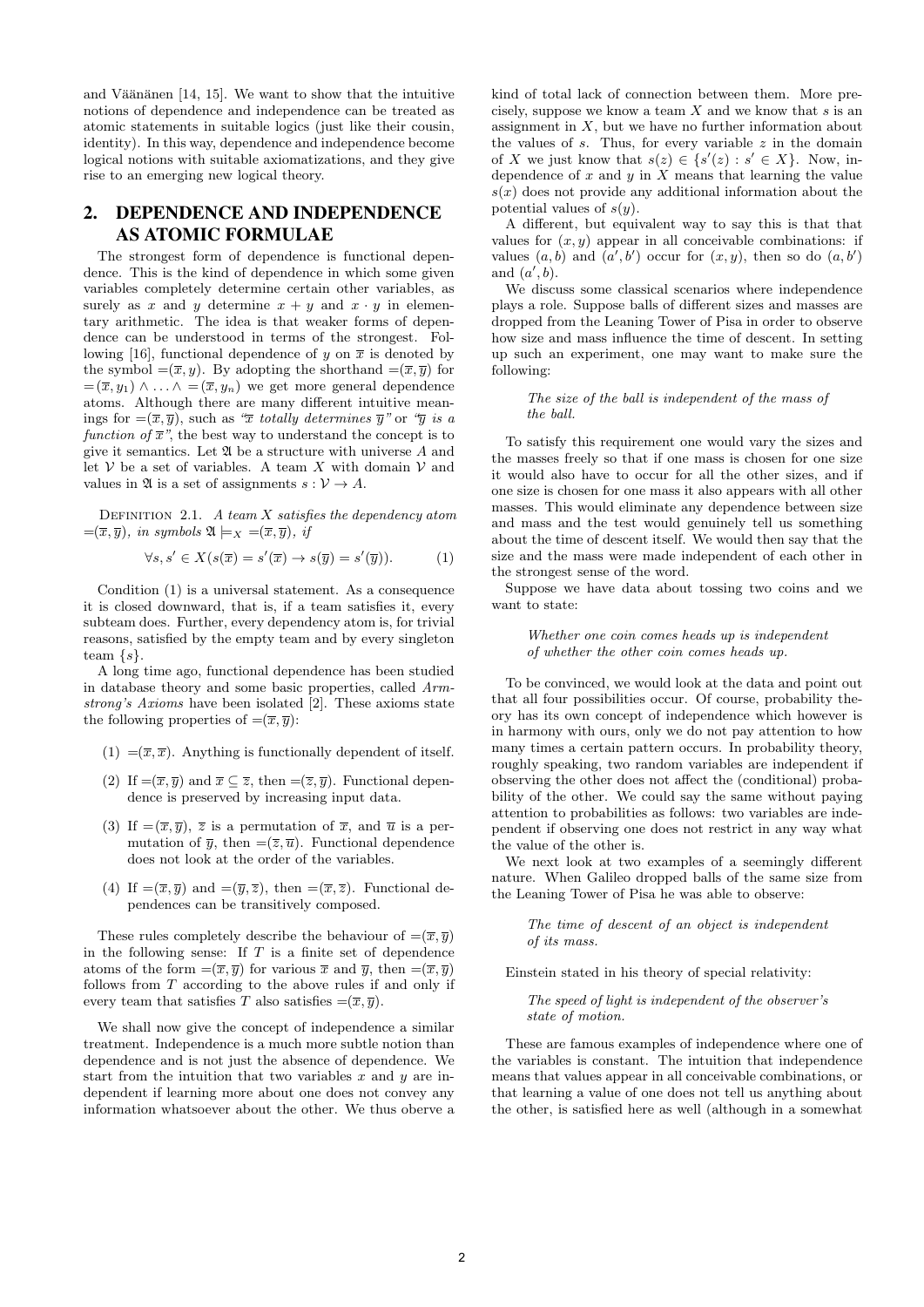and Väänänen [14, 15]. We want to show that the intuitive notions of dependence and independence can be treated as atomic statements in suitable logics (just like their cousin, identity). In this way, dependence and independence become logical notions with suitable axiomatizations, and they give rise to an emerging new logical theory.

## 2. DEPENDENCE AND INDEPENDENCE AS ATOMIC FORMULAE

The strongest form of dependence is functional dependence. This is the kind of dependence in which some given variables completely determine certain other variables, as surely as $x$ and $y$ determine $x + y$ and $x \cdot y$ in elementary arithmetic. The idea is that weaker forms of dependence can be understood in terms of the strongest. Following [16], functional dependence of $y$ on $\overline{x}$ is denoted by the symbol $=\!(\overline{x}, y)$. By adopting the shorthand $=\!(\overline{x}, \overline{y})$ for $=\!(\overline{x}, y_1) \wedge \ldots \wedge =\!(\overline{x}, y_n)$ we get more general dependence atoms. Although there are many different intuitive meanings for $=\!(\overline{x}, \overline{y})$, such as "*$\overline{x}$ totally determines $\overline{y}$*" or "*$\overline{y}$ is a function of $\overline{x}$*", the best way to understand the concept is to give it semantics. Let $\mathfrak{A}$ be a structure with universe $A$ and let $\mathcal{V}$ be a set of variables. A team $X$ with domain $\mathcal{V}$ and values in $\mathfrak{A}$ is a set of assignments $s : \mathcal{V} \to A$.

Definition 2.1. *A team $X$ satisfies the dependency atom $=\!(\overline{x}, \overline{y})$, in symbols $\mathfrak{A} \models_X =\!(\overline{x}, \overline{y})$, if*

$$\forall s, s' \in X(s(\overline{x}) = s'(\overline{x}) \to s(\overline{y}) = s'(\overline{y})). \tag{1}$$

Condition (1) is a universal statement. As a consequence it is closed downward, that is, if a team satisfies it, every subteam does. Further, every dependency atom is, for trivial reasons, satisfied by the empty team and by every singleton team $\{s\}$.

A long time ago, functional dependence has been studied in database theory and some basic properties, called *Armstrong's Axioms* have been isolated [2]. These axioms state the following properties of $=\!(\overline{x}, \overline{y})$:

(1) $=\!(\overline{x}, \overline{x})$. Anything is functionally dependent of itself.

(2) If $=\!(\overline{x}, \overline{y})$ and $\overline{x} \subseteq \overline{z}$, then $=\!(\overline{z}, \overline{y})$. Functional dependence is preserved by increasing input data.

(3) If $=\!(\overline{x}, \overline{y})$, $\overline{z}$ is a permutation of $\overline{x}$, and $\overline{u}$ is a permutation of $\overline{y}$, then $=\!(\overline{z}, \overline{u})$. Functional dependence does not look at the order of the variables.

(4) If $=\!(\overline{x}, \overline{y})$ and $=\!(\overline{y}, \overline{z})$, then $=\!(\overline{x}, \overline{z})$. Functional dependences can be transitively composed.

These rules completely describe the behaviour of $=\!(\overline{x}, \overline{y})$ in the following sense: If $T$ is a finite set of dependence atoms of the form $=\!(\overline{x}, \overline{y})$ for various $\overline{x}$ and $\overline{y}$, then $=\!(\overline{x}, \overline{y})$ follows from $T$ according to the above rules if and only if every team that satisfies $T$ also satisfies $=\!(\overline{x}, \overline{y})$.

We shall now give the concept of independence a similar treatment. Independence is a much more subtle notion than dependence and is not just the absence of dependence. We start from the intuition that two variables $x$ and $y$ are independent if learning more about one does not convey any information whatsoever about the other. We thus oberve a kind of total lack of connection between them. More precisely, suppose we know a team $X$ and we know that $s$ is an assignment in $X$, but we have no further information about the values of $s$. Thus, for every variable $z$ in the domain of $X$ we just know that $s(z) \in \{s'(z) : s' \in X\}$. Now, independence of $x$ and $y$ in $X$ means that learning the value $s(x)$ does not provide any additional information about the potential values of $s(y)$.

A different, but equivalent way to say this is that that values for $(x, y)$ appear in all conceivable combinations: if values $(a, b)$ and $(a', b')$ occur for $(x, y)$, then so do $(a, b')$ and $(a', b)$.

We discuss some classical scenarios where independence plays a role. Suppose balls of different sizes and masses are dropped from the Leaning Tower of Pisa in order to observe how size and mass influence the time of descent. In setting up such an experiment, one may want to make sure the following:

> *The size of the ball is independent of the mass of the ball.*

To satisfy this requirement one would vary the sizes and the masses freely so that if one mass is chosen for one size it would also have to occur for all the other sizes, and if one size is chosen for one mass it also appears with all other masses. This would eliminate any dependence between size and mass and the test would genuinely tell us something about the time of descent itself. We would then say that the size and the mass were made independent of each other in the strongest sense of the word.

Suppose we have data about tossing two coins and we want to state:

> *Whether one coin comes heads up is independent of whether the other coin comes heads up.*

To be convinced, we would look at the data and point out that all four possibilities occur. Of course, probability theory has its own concept of independence which however is in harmony with ours, only we do not pay attention to how many times a certain pattern occurs. In probability theory, roughly speaking, two random variables are independent if observing the other does not affect the (conditional) probability of the other. We could say the same without paying attention to probabilities as follows: two variables are independent if observing one does not restrict in any way what the value of the other is.

We next look at two examples of a seemingly different nature. When Galileo dropped balls of the same size from the Leaning Tower of Pisa he was able to observe:

> *The time of descent of an object is independent of its mass.*

Einstein stated in his theory of special relativity:

> *The speed of light is independent of the observer's state of motion.*

These are famous examples of independence where one of the variables is constant. The intuition that independence means that values appear in all conceivable combinations, or that learning a value of one does not tell us anything about the other, is satisfied here as well (although in a somewhat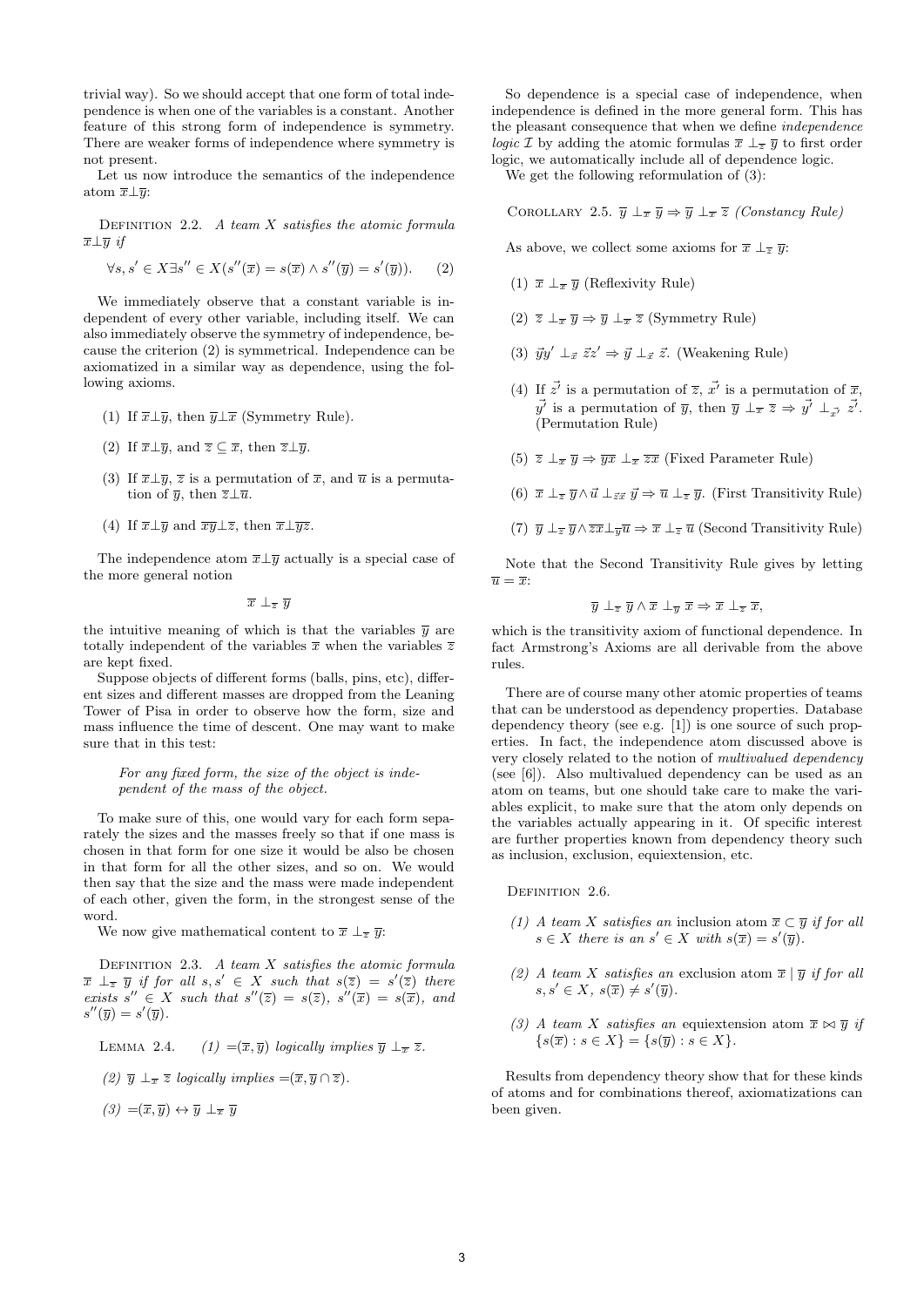trivial way). So we should accept that one form of total independence is when one of the variables is a constant. Another feature of this strong form of independence is symmetry. There are weaker forms of independence where symmetry is not present.

Let us now introduce the semantics of the independence atom $\overline{x}\perp\overline{y}$:

Definition 2.2. *A team $X$ satisfies the atomic formula $\overline{x}\perp\overline{y}$ if*

$$\forall s, s' \in X \exists s'' \in X (s''(\overline{x}) = s(\overline{x}) \wedge s''(\overline{y}) = s'(\overline{y})). \qquad (2)$$

We immediately observe that a constant variable is independent of every other variable, including itself. We can also immediately observe the symmetry of independence, because the criterion (2) is symmetrical. Independence can be axiomatized in a similar way as dependence, using the following axioms.

(1) If $\overline{x}\perp\overline{y}$, then $\overline{y}\perp\overline{x}$ (Symmetry Rule).

(2) If $\overline{x}\perp\overline{y}$, and $\overline{z} \subseteq \overline{x}$, then $\overline{z}\perp\overline{y}$.

(3) If $\overline{x}\perp\overline{y}$, $\overline{z}$ is a permutation of $\overline{x}$, and $\overline{u}$ is a permutation of $\overline{y}$, then $\overline{z}\perp\overline{u}$.

(4) If $\overline{x}\perp\overline{y}$ and $\overline{x}\overline{y}\perp\overline{z}$, then $\overline{x}\perp\overline{y}\overline{z}$.

The independence atom $\overline{x}\perp\overline{y}$ actually is a special case of the more general notion

$$\overline{x} \perp_{\overline{z}} \overline{y}$$

the intuitive meaning of which is that the variables $\overline{y}$ are totally independent of the variables $\overline{x}$ when the variables $\overline{z}$ are kept fixed.

Suppose objects of different forms (balls, pins, etc), different sizes and different masses are dropped from the Leaning Tower of Pisa in order to observe how the form, size and mass influence the time of descent. One may want to make sure that in this test:

> *For any fixed form, the size of the object is independent of the mass of the object.*

To make sure of this, one would vary for each form separately the sizes and the masses freely so that if one mass is chosen in that form for one size it would be also be chosen in that form for all the other sizes, and so on. We would then say that the size and the mass were made independent of each other, given the form, in the strongest sense of the word.

We now give mathematical content to $\overline{x} \perp_{\overline{z}} \overline{y}$:

Definition 2.3. *A team $X$ satisfies the atomic formula $\overline{x} \perp_{\overline{z}} \overline{y}$ if for all $s, s' \in X$ such that $s(\overline{z}) = s'(\overline{z})$ there exists $s'' \in X$ such that $s''(\overline{z}) = s(\overline{z})$, $s''(\overline{x}) = s(\overline{x})$, and $s''(\overline{y}) = s'(\overline{y})$.*

Lemma 2.4. *(1) $=\!(\overline{x}, \overline{y})$ logically implies $\overline{y} \perp_{\overline{x}} \overline{z}$.*

*(2) $\overline{y} \perp_{\overline{x}} \overline{z}$ logically implies $=\!(\overline{x}, \overline{y} \cap \overline{z})$.*

*(3) $=\!(\overline{x}, \overline{y}) \leftrightarrow \overline{y} \perp_{\overline{x}} \overline{y}$*

So dependence is a special case of independence, when independence is defined in the more general form. This has the pleasant consequence that when we define *independence logic* $\mathcal{I}$ by adding the atomic formulas $\overline{x} \perp_{\overline{z}} \overline{y}$ to first order logic, we automatically include all of dependence logic.

We get the following reformulation of (3):

Corollary 2.5. *$\overline{y} \perp_{\overline{x}} \overline{y} \Rightarrow \overline{y} \perp_{\overline{x}} \overline{z}$ (Constancy Rule)*

As above, we collect some axioms for $\overline{x} \perp_{\overline{z}} \overline{y}$:

(1) $\overline{x} \perp_{\overline{x}} \overline{y}$ (Reflexivity Rule)

(2) $\overline{z} \perp_{\overline{x}} \overline{y} \Rightarrow \overline{y} \perp_{\overline{x}} \overline{z}$ (Symmetry Rule)

(3) $\vec{y}y' \perp_{\vec{x}} \vec{z}z' \Rightarrow \vec{y} \perp_{\vec{x}} \vec{z}$. (Weakening Rule)

(4) If $\vec{z'}$ is a permutation of $\overline{z}$, $\vec{x'}$ is a permutation of $\overline{x}$, $\vec{y'}$ is a permutation of $\overline{y}$, then $\overline{y} \perp_{\overline{x}} \overline{z} \Rightarrow \vec{y'} \perp_{\vec{x'}} \vec{z'}$. (Permutation Rule)

(5) $\overline{z} \perp_{\overline{x}} \overline{y} \Rightarrow \overline{y}\overline{x} \perp_{\overline{x}} \overline{z}\overline{x}$ (Fixed Parameter Rule)

(6) $\overline{x} \perp_{\overline{z}} \overline{y} \wedge \vec{u} \perp_{\overline{z}\overline{x}} \vec{y} \Rightarrow \overline{u} \perp_{\overline{z}} \overline{y}$. (First Transitivity Rule)

(7) $\overline{y} \perp_{\overline{z}} \overline{y} \wedge \overline{z}\overline{x} \perp_{\overline{y}} \overline{u} \Rightarrow \overline{x} \perp_{\overline{z}} \overline{u}$ (Second Transitivity Rule)

Note that the Second Transitivity Rule gives by letting $\overline{u} = \overline{x}$:

$$\overline{y} \perp_{\overline{z}} \overline{y} \wedge \overline{x} \perp_{\overline{y}} \overline{x} \Rightarrow \overline{x} \perp_{\overline{z}} \overline{x},$$

which is the transitivity axiom of functional dependence. In fact Armstrong's Axioms are all derivable from the above rules.

There are of course many other atomic properties of teams that can be understood as dependency properties. Database dependency theory (see e.g. [1]) is one source of such properties. In fact, the independence atom discussed above is very closely related to the notion of *multivalued dependency* (see [6]). Also multivalued dependency can be used as an atom on teams, but one should take care to make the variables explicit, to make sure that the atom only depends on the variables actually appearing in it. Of specific interest are further properties known from dependency theory such as inclusion, exclusion, equiextension, etc.

Definition 2.6.

*(1) A team $X$ satisfies an* inclusion *atom $\overline{x} \subset \overline{y}$ if for all $s \in X$ there is an $s' \in X$ with $s(\overline{x}) = s'(\overline{y})$.*

*(2) A team $X$ satisfies an* exclusion *atom $\overline{x} \mid \overline{y}$ if for all $s, s' \in X$, $s(\overline{x}) \neq s'(\overline{y})$.*

*(3) A team $X$ satisfies an* equiextension *atom $\overline{x} \bowtie \overline{y}$ if $\{s(\overline{x}) : s \in X\} = \{s(\overline{y}) : s \in X\}$.*

Results from dependency theory show that for these kinds of atoms and for combinations thereof, axiomatizations can been given.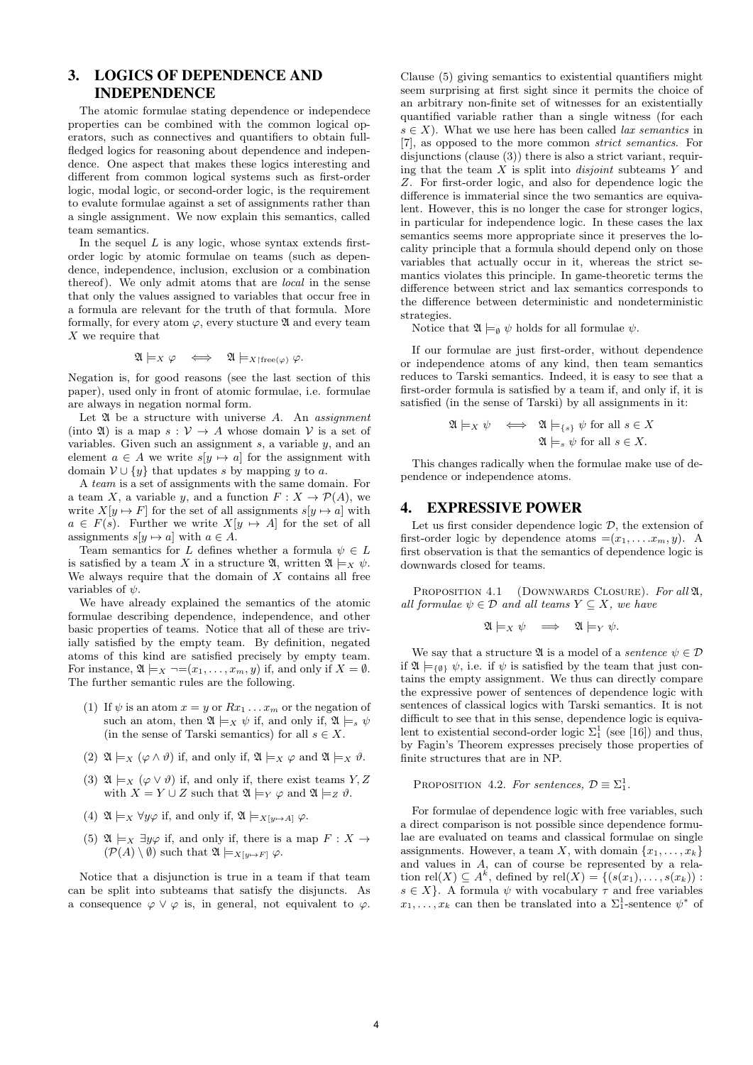## 3. LOGICS OF DEPENDENCE AND INDEPENDENCE

The atomic formulae stating dependence or independece properties can be combined with the common logical operators, such as connectives and quantifiers to obtain full-fledged logics for reasoning about dependence and independence. One aspect that makes these logics interesting and different from common logical systems such as first-order logic, modal logic, or second-order logic, is the requirement to evalute formulae against a set of assignments rather than a single assignment. We now explain this semantics, called team semantics.

In the sequel $L$ is any logic, whose syntax extends first-order logic by atomic formulae on teams (such as dependence, independence, inclusion, exclusion or a combination thereof). We only admit atoms that are *local* in the sense that only the values assigned to variables that occur free in a formula are relevant for the truth of that formula. More formally, for every atom $\varphi$, every stucture $\mathfrak{A}$ and every team $X$ we require that

$$\mathfrak{A} \models_X \varphi \iff \mathfrak{A} \models_{X\upharpoonright\text{free}(\varphi)} \varphi.$$

Negation is, for good reasons (see the last section of this paper), used only in front of atomic formulae, i.e. formulae are always in negation normal form.

Let $\mathfrak{A}$ be a structure with universe $A$. An *assignment* (into $\mathfrak{A}$) is a map $s : \mathcal{V} \to A$ whose domain $\mathcal{V}$ is a set of variables. Given such an assignment $s$, a variable $y$, and an element $a \in A$ we write $s[y \mapsto a]$ for the assignment with domain $\mathcal{V} \cup \{y\}$ that updates $s$ by mapping $y$ to $a$.

A *team* is a set of assignments with the same domain. For a team $X$, a variable $y$, and a function $F : X \to \mathcal{P}(A)$, we write $X[y \mapsto F]$ for the set of all assignments $s[y \mapsto a]$ with $a \in F(s)$. Further we write $X[y \mapsto A]$ for the set of all assignments $s[y \mapsto a]$ with $a \in A$.

Team semantics for $L$ defines whether a formula $\psi \in L$ is satisfied by a team $X$ in a structure $\mathfrak{A}$, written $\mathfrak{A} \models_X \psi$. We always require that the domain of $X$ contains all free variables of $\psi$.

We have already explained the semantics of the atomic formulae describing dependence, independence, and other basic properties of teams. Notice that all of these are trivially satisfied by the empty team. By definition, negated atoms of this kind are satisfied precisely by empty team. For instance, $\mathfrak{A} \models_X \neg{=}(x_1, \dots, x_m, y)$ if, and only if $X = \emptyset$. The further semantic rules are the following.

(1) If $\psi$ is an atom $x = y$ or $Rx_1 \dots x_m$ or the negation of such an atom, then $\mathfrak{A} \models_X \psi$ if, and only if, $\mathfrak{A} \models_s \psi$ (in the sense of Tarski semantics) for all $s \in X$.

(2) $\mathfrak{A} \models_X (\varphi \land \vartheta)$ if, and only if, $\mathfrak{A} \models_X \varphi$ and $\mathfrak{A} \models_X \vartheta$.

(3) $\mathfrak{A} \models_X (\varphi \lor \vartheta)$ if, and only if, there exist teams $Y, Z$ with $X = Y \cup Z$ such that $\mathfrak{A} \models_Y \varphi$ and $\mathfrak{A} \models_Z \vartheta$.

(4) $\mathfrak{A} \models_X \forall y \varphi$ if, and only if, $\mathfrak{A} \models_{X[y\mapsto A]} \varphi$.

(5) $\mathfrak{A} \models_X \exists y \varphi$ if, and only if, there is a map $F : X \to (\mathcal{P}(A) \setminus \emptyset)$ such that $\mathfrak{A} \models_{X[y\mapsto F]} \varphi$.

Notice that a disjunction is true in a team if that team can be split into subteams that satisfy the disjuncts. As a consequence $\varphi \lor \varphi$ is, in general, not equivalent to $\varphi$.

Clause (5) giving semantics to existential quantifiers might seem surprising at first sight since it permits the choice of an arbitrary non-finite set of witnesses for an existentially quantified variable rather than a single witness (for each $s \in X$). What we use here has been called *lax semantics* in [7], as opposed to the more common *strict semantics*. For disjunctions (clause (3)) there is also a strict variant, requiring that the team $X$ is split into *disjoint* subteams $Y$ and $Z$. For first-order logic, and also for dependence logic the difference is immaterial since the two semantics are equivalent. However, this is no longer the case for stronger logics, in particular for independence logic. In these cases the lax semantics seems more appropriate since it preserves the locality principle that a formula should depend only on those variables that actually occur in it, whereas the strict semantics violates this principle. In game-theoretic terms the difference between strict and lax semantics corresponds to the difference between deterministic and nondeterministic strategies.

Notice that $\mathfrak{A} \models_\emptyset \psi$ holds for all formulae $\psi$.

If our formulae are just first-order, without dependence or independence atoms of any kind, then team semantics reduces to Tarski semantics. Indeed, it is easy to see that a first-order formula is satisfied by a team if, and only if, it is satisfied (in the sense of Tarski) by all assignments in it:

$$\begin{aligned}\mathfrak{A} \models_X \psi \iff & \mathfrak{A} \models_{\{s\}} \psi \text{ for all } s \in X \\ & \mathfrak{A} \models_s \psi \text{ for all } s \in X.\end{aligned}$$

This changes radically when the formulae make use of dependence or independence atoms.

## 4. EXPRESSIVE POWER

Let us first consider dependence logic $\mathcal{D}$, the extension of first-order logic by dependence atoms $=(x_1, \dots x_m, y)$. A first observation is that the semantics of dependence logic is downwards closed for teams.

Proposition 4.1 (Downwards Closure). *For all $\mathfrak{A}$, all formulae $\psi \in \mathcal{D}$ and all teams $Y \subseteq X$, we have*

$$\mathfrak{A} \models_X \psi \implies \mathfrak{A} \models_Y \psi.$$

We say that a structure $\mathfrak{A}$ is a model of a *sentence* $\psi \in \mathcal{D}$ if $\mathfrak{A} \models_{\{\emptyset\}} \psi$, i.e. if $\psi$ is satisfied by the team that just contains the empty assignment. We thus can directly compare the expressive power of sentences of dependence logic with sentences of classical logics with Tarski semantics. It is not difficult to see that in this sense, dependence logic is equivalent to existential second-order logic $\Sigma^1_1$ (see [16]) and thus, by Fagin's Theorem expresses precisely those properties of finite structures that are in NP.

Proposition 4.2. *For sentences, $\mathcal{D} \equiv \Sigma^1_1$.*

For formulae of dependence logic with free variables, such a direct comparison is not possible since dependence formulae are evaluated on teams and classical formulae on single assignments. However, a team $X$, with domain $\{x_1, \dots, x_k\}$ and values in $A$, can of course be represented by a relation $\text{rel}(X) \subseteq A^k$, defined by $\text{rel}(X) = \{(s(x_1), \dots, s(x_k)) : s \in X\}$. A formula $\psi$ with vocabulary $\tau$ and free variables $x_1, \dots, x_k$ can then be translated into a $\Sigma^1_1$-sentence $\psi^*$ of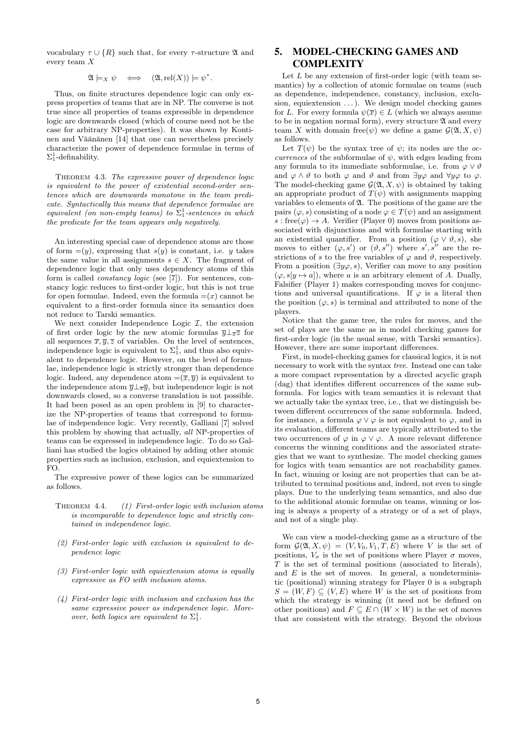vocabulary $\tau \cup \{R\}$ such that, for every $\tau$-structure $\mathfrak{A}$ and every team $X$

$$\mathfrak{A} \models_X \psi \iff (\mathfrak{A}, \mathrm{rel}(X)) \models \psi^*.$$

Thus, on finite structures dependence logic can only express properties of teams that are in NP. The converse is not true since all properties of teams expressible in dependence logic are downwards closed (which of course need not be the case for arbitrary NP-properties). It was shown by Kontinen and Väänänen [14] that one can nevertheless precisely characterize the power of dependence formulae in terms of $\Sigma^1_1$-definability.

THEOREM 4.3. *The expressive power of dependence logic is equivalent to the power of existential second-order sentences which are downwards monotone in the team predicate. Syntactically this means that dependence formulae are equivalent (on non-empty teams) to $\Sigma^1_1$-sentences in which the predicate for the team appears only negatively.*

An interesting special case of dependence atoms are those of form $=(y)$, expressing that $s(y)$ is constant, i.e. $y$ takes the same value in all assignments $s \in X$. The fragment of dependence logic that only uses dependency atoms of this form is called *constancy logic* (see [7]). For sentences, constancy logic reduces to first-order logic, but this is not true for open formulae. Indeed, even the formula $=(x)$ cannot be equivalent to a first-order formula since its semantics does not reduce to Tarski semantics.

We next consider Independence Logic $\mathcal{I}$, the extension of first order logic by the new atomic formulas $\overline{y} \bot_{\overline{x}} \overline{z}$ for all sequences $\overline{x}, \overline{y}, \overline{z}$ of variables. On the level of sentences, independence logic is equivalent to $\Sigma^1_1$, and thus also equivalent to dependence logic. However, on the level of formulae, independence logic is strictly stronger than dependence logic. Indeed, any dependence atom $=(\overline{x}, \overline{y})$ is equivalent to the independence atom $\overline{y} \bot_{\overline{x}} \overline{y}$, but independence logic is not downwards closed, so a converse translation is not possible. It had been posed as an open problem in [9] to characterize the NP-properties of teams that correspond to formulae of independence logic. Very recently, Galliani [7] solved this problem by showing that actually, *all* NP-properties of teams can be expressed in independence logic. To do so Galliani has studied the logics obtained by adding other atomic properties such as inclusion, exclusion, and equiextension to FO.

The expressive power of these logics can be summarized as follows.

THEOREM 4.4. *(1) First-order logic with inclusion atoms is incomparable to dependence logic and strictly contained in independence logic.*

*(2) First-order logic with exclusion is equivalent to dependence logic*

*(3) First-order logic with equiextension atoms is equally expressive as FO with inclusion atoms.*

*(4) First-order logic with inclusion and exclusion has the same expressive power as independence logic. Moreover, both logics are equivalent to $\Sigma^1_1$.*

## 5. MODEL-CHECKING GAMES AND COMPLEXITY

Let $L$ be any extension of first-order logic (with team semantics) by a collection of atomic formulae on teams (such as dependence, independence, constancy, inclusion, exclusion, equiextension ...). We design model checking games for $L$. For every formula $\psi(\overline{x}) \in L$ (which we always assume to be in negation normal form), every structure $\mathfrak{A}$ and every team $X$ with domain free($\psi$) we define a game $\mathcal{G}(\mathfrak{A}, X, \psi)$ as follows.

Let $T(\psi)$ be the syntax tree of $\psi$; its nodes are the *occurrences* of the subformulae of $\psi$, with edges leading from any formula to its immediate subformulae, i.e. from $\varphi \vee \vartheta$ and $\varphi \wedge \vartheta$ to both $\varphi$ and $\vartheta$ and from $\exists y\varphi$ and $\forall y\varphi$ to $\varphi$. The model-checking game $\mathcal{G}(\mathfrak{A}, X, \psi)$ is obtained by taking an appropriate product of $T(\psi)$ with assignments mapping variables to elements of $\mathfrak{A}$. The positions of the game are the pairs $(\varphi, s)$ consisting of a node $\varphi \in T(\psi)$ and an assignment $s : \mathrm{free}(\varphi) \to A$. Verifier (Player 0) moves from positions associated with disjunctions and with formulae starting with an existential quantifier. From a position $(\varphi \vee \vartheta, s)$, she moves to either $(\varphi, s')$ or $(\vartheta, s'')$ where $s', s''$ are the restrictions of $s$ to the free variables of $\varphi$ and $\vartheta$, respectively. From a position $(\exists y\varphi, s)$, Verifier can move to any position $(\varphi, s[y \mapsto a])$, where $a$ is an arbitrary element of $A$. Dually, Falsifier (Player 1) makes corresponding moves for conjunctions and universal quantifications. If $\varphi$ is a literal then the position $(\varphi, s)$ is terminal and attributed to none of the players.

Notice that the game tree, the rules for moves, and the set of plays are the same as in model checking games for first-order logic (in the usual sense, with Tarski semantics). However, there are some important differences.

First, in model-checking games for classical logics, it is not necessary to work with the syntax *tree*. Instead one can take a more compact representation by a directed acyclic graph (dag) that identifies different occurrences of the same subformula. For logics with team semantics it is relevant that we actually take the syntax tree, i.e., that we distinguish between different occurrences of the same subformula. Indeed, for instance, a formula $\varphi \vee \varphi$ is not equivalent to $\varphi$, and in its evaluation, different teams are typically attributed to the two occurrences of $\varphi$ in $\varphi \vee \varphi$. A more relevant difference concerns the winning conditions and the associated strategies that we want to synthesize. The model checking games for logics with team semantics are not reachability games. In fact, winning or losing are not properties that can be attributed to terminal positions and, indeed, not even to single plays. Due to the underlying team semantics, and also due to the additional atomic formulae on teams, winning or losing is always a property of a strategy or of a set of plays, and not of a single play.

We can view a model-checking game as a structure of the form $\mathcal{G}(\mathfrak{A}, X, \psi) = (V, V_0, V_1, T, E)$ where $V$ is the set of positions, $V_\sigma$ is the set of positions where Player $\sigma$ moves, $T$ is the set of terminal positions (associated to literals), and $E$ is the set of moves. In general, a nondeterministic (positional) winning strategy for Player 0 is a subgraph $S = (W, F) \subseteq (V, E)$ where $W$ is the set of positions from which the strategy is winning (it need not be defined on other positions) and $F \subseteq E \cap (W \times W)$ is the set of moves that are consistent with the strategy. Beyond the obvious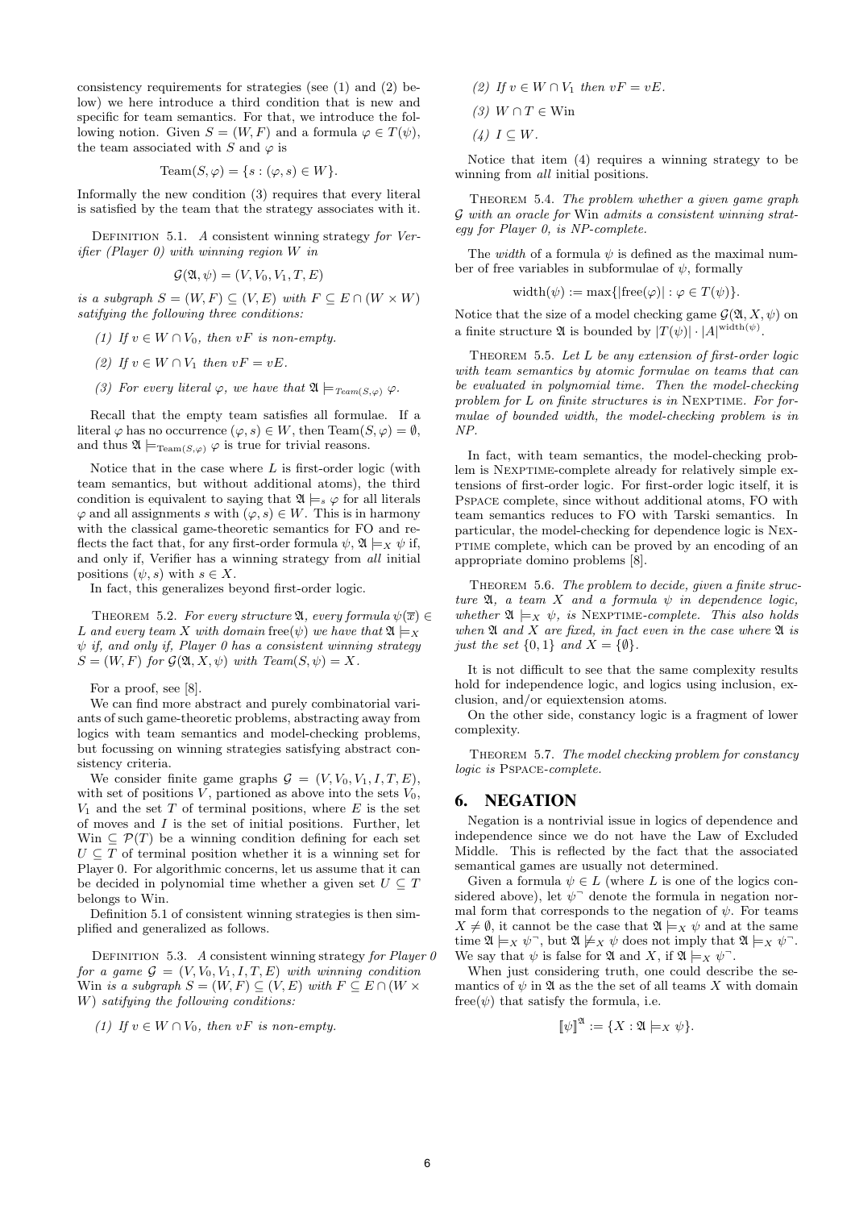consistency requirements for strategies (see (1) and (2) below) we here introduce a third condition that is new and specific for team semantics. For that, we introduce the following notion. Given $S = (W, F)$ and a formula $\varphi \in T(\psi)$, the team associated with $S$ and $\varphi$ is

$$\text{Team}(S, \varphi) = \{s : (\varphi, s) \in W\}.$$

Informally the new condition (3) requires that every literal is satisfied by the team that the strategy associates with it.

Definition 5.1. *A consistent winning strategy for Verifier (Player 0) with winning region $W$ in*

$$\mathcal{G}(\mathfrak{A}, \psi) = (V, V_0, V_1, T, E)$$

*is a subgraph $S = (W, F) \subseteq (V, E)$ with $F \subseteq E \cap (W \times W)$ satisfying the following three conditions:*

*(1) If $v \in W \cap V_0$, then $vF$ is non-empty.*

*(2) If $v \in W \cap V_1$ then $vF = vE$.*

*(3) For every literal $\varphi$, we have that $\mathfrak{A} \models_{Team(S,\varphi)} \varphi$.*

Recall that the empty team satisfies all formulae. If a literal $\varphi$ has no occurrence $(\varphi, s) \in W$, then $\text{Team}(S, \varphi) = \emptyset$, and thus $\mathfrak{A} \models_{\text{Team}(S,\varphi)} \varphi$ is true for trivial reasons.

Notice that in the case where $L$ is first-order logic (with team semantics, but without additional atoms), the third condition is equivalent to saying that $\mathfrak{A} \models_s \varphi$ for all literals $\varphi$ and all assignments $s$ with $(\varphi, s) \in W$. This is in harmony with the classical game-theoretic semantics for FO and reflects the fact that, for any first-order formula $\psi$, $\mathfrak{A} \models_X \psi$ if, and only if, Verifier has a winning strategy from *all* initial positions $(\psi, s)$ with $s \in X$.

In fact, this generalizes beyond first-order logic.

Theorem 5.2. *For every structure $\mathfrak{A}$, every formula $\psi(\overline{x}) \in L$ and every team $X$ with domain $\text{free}(\psi)$ we have that $\mathfrak{A} \models_X \psi$ if, and only if, Player 0 has a consistent winning strategy $S = (W, F)$ for $\mathcal{G}(\mathfrak{A}, X, \psi)$ with $Team(S, \psi) = X$.*

For a proof, see [8].

We can find more abstract and purely combinatorial variants of such game-theoretic problems, abstracting away from logics with team semantics and model-checking problems, but focussing on winning strategies satisfying abstract consistency criteria.

We consider finite game graphs $\mathcal{G} = (V, V_0, V_1, I, T, E)$, with set of positions $V$, partioned as above into the sets $V_0$, $V_1$ and the set $T$ of terminal positions, where $E$ is the set of moves and $I$ is the set of initial positions. Further, let $\text{Win} \subseteq \mathcal{P}(T)$ be a winning condition defining for each set $U \subseteq T$ of terminal position whether it is a winning set for Player 0. For algorithmic concerns, let us assume that it can be decided in polynomial time whether a given set $U \subseteq T$ belongs to Win.

Definition 5.1 of consistent winning strategies is then simplified and generalized as follows.

Definition 5.3. *A consistent winning strategy for Player 0 for a game $\mathcal{G} = (V, V_0, V_1, I, T, E)$ with winning condition* Win *is a subgraph $S = (W, F) \subseteq (V, E)$ with $F \subseteq E \cap (W \times W)$ satisfying the following conditions:*

*(1) If $v \in W \cap V_0$, then $vF$ is non-empty.*

*(2) If $v \in W \cap V_1$ then $vF = vE$.*

*(3) $W \cap T \in \text{Win}$*

*(4) $I \subseteq W$.*

Notice that item (4) requires a winning strategy to be winning from *all* initial positions.

Theorem 5.4. *The problem whether a given game graph $\mathcal{G}$ with an oracle for* Win *admits a consistent winning strategy for Player 0, is NP-complete.*

The *width* of a formula $\psi$ is defined as the maximal number of free variables in subformulae of $\psi$, formally

$$\text{width}(\psi) := \max\{|\text{free}(\varphi)| : \varphi \in T(\psi)\}.$$

Notice that the size of a model checking game $\mathcal{G}(\mathfrak{A}, X, \psi)$ on a finite structure $\mathfrak{A}$ is bounded by $|T(\psi)| \cdot |A|^{\text{width}(\psi)}$.

Theorem 5.5. *Let $L$ be any extension of first-order logic with team semantics by atomic formulae on teams that can be evaluated in polynomial time. Then the model-checking problem for $L$ on finite structures is in* Nexptime. *For formulae of bounded width, the model-checking problem is in NP.*

In fact, with team semantics, the model-checking problem is Nexptime-complete already for relatively simple extensions of first-order logic. For first-order logic itself, it is Pspace complete, since without additional atoms, FO with team semantics reduces to FO with Tarski semantics. In particular, the model-checking for dependence logic is Nexptime complete, which can be proved by an encoding of an appropriate domino problems [8].

Theorem 5.6. *The problem to decide, given a finite structure $\mathfrak{A}$, a team $X$ and a formula $\psi$ in dependence logic, whether $\mathfrak{A} \models_X \psi$, is* Nexptime*-complete. This also holds when $\mathfrak{A}$ and $X$ are fixed, in fact even in the case where $\mathfrak{A}$ is just the set $\{0, 1\}$ and $X = \{\emptyset\}$.*

It is not difficult to see that the same complexity results hold for independence logic, and logics using inclusion, exclusion, and/or equiextension atoms.

On the other side, constancy logic is a fragment of lower complexity.

Theorem 5.7. *The model checking problem for constancy logic is* Pspace*-complete.*

## 6. NEGATION

Negation is a nontrivial issue in logics of dependence and independence since we do not have the Law of Excluded Middle. This is reflected by the fact that the associated semantical games are usually not determined.

Given a formula $\psi \in L$ (where $L$ is one of the logics considered above), let $\psi^\neg$ denote the formula in negation normal form that corresponds to the negation of $\psi$. For teams $X \neq \emptyset$, it cannot be the case that $\mathfrak{A} \models_X \psi$ and at the same time $\mathfrak{A} \models_X \psi^\neg$, but $\mathfrak{A} \not\models_X \psi$ does not imply that $\mathfrak{A} \models_X \psi^\neg$. We say that $\psi$ is false for $\mathfrak{A}$ and $X$, if $\mathfrak{A} \models_X \psi^\neg$.

When just considering truth, one could describe the semantics of $\psi$ in $\mathfrak{A}$ as the the set of all teams $X$ with domain $\text{free}(\psi)$ that satisfy the formula, i.e.

$$\llbracket \psi \rrbracket^{\mathfrak{A}} := \{X : \mathfrak{A} \models_X \psi\}.$$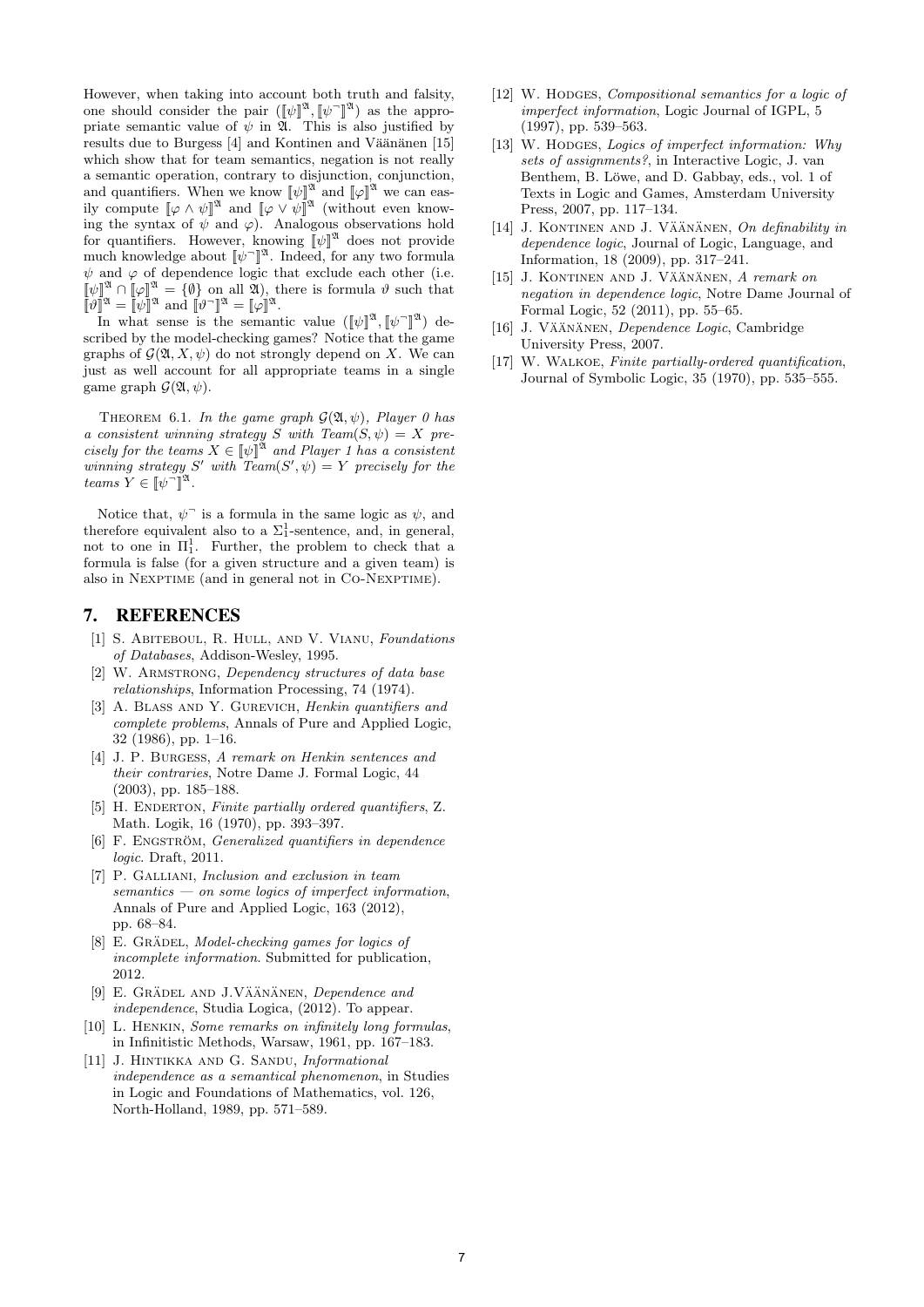However, when taking into account both truth and falsity, one should consider the pair $(\llbracket\psi\rrbracket^{\mathfrak{A}}, \llbracket\psi^{\neg}\rrbracket^{\mathfrak{A}})$ as the appropriate semantic value of $\psi$ in $\mathfrak{A}$. This is also justified by results due to Burgess [4] and Kontinen and Väänänen [15] which show that for team semantics, negation is not really a semantic operation, contrary to disjunction, conjunction, and quantifiers. When we know $\llbracket\psi\rrbracket^{\mathfrak{A}}$ and $\llbracket\varphi\rrbracket^{\mathfrak{A}}$ we can easily compute $\llbracket\varphi \wedge \psi\rrbracket^{\mathfrak{A}}$ and $\llbracket\varphi \vee \psi\rrbracket^{\mathfrak{A}}$ (without even knowing the syntax of $\psi$ and $\varphi$). Analogous observations hold for quantifiers. However, knowing $\llbracket\psi\rrbracket^{\mathfrak{A}}$ does not provide much knowledge about $\llbracket\psi^{\neg}\rrbracket^{\mathfrak{A}}$. Indeed, for any two formula $\psi$ and $\varphi$ of dependence logic that exclude each other (i.e. $\llbracket\psi\rrbracket^{\mathfrak{A}} \cap \llbracket\varphi\rrbracket^{\mathfrak{A}} = \{\emptyset\}$ on all $\mathfrak{A}$), there is formula $\vartheta$ such that $\llbracket\vartheta\rrbracket^{\mathfrak{A}} = \llbracket\psi\rrbracket^{\mathfrak{A}}$ and $\llbracket\vartheta^{\neg}\rrbracket^{\mathfrak{A}} = \llbracket\varphi\rrbracket^{\mathfrak{A}}$.

In what sense is the semantic value $(\llbracket\psi\rrbracket^{\mathfrak{A}}, \llbracket\psi^{\neg}\rrbracket^{\mathfrak{A}})$ described by the model-checking games? Notice that the game graphs of $\mathcal{G}(\mathfrak{A}, X, \psi)$ do not strongly depend on $X$. We can just as well account for all appropriate teams in a single game graph $\mathcal{G}(\mathfrak{A}, \psi)$.

Theorem 6.1. *In the game graph $\mathcal{G}(\mathfrak{A}, \psi)$, Player 0 has a consistent winning strategy $S$ with $Team(S, \psi) = X$ precisely for the teams $X \in \llbracket\psi\rrbracket^{\mathfrak{A}}$ and Player 1 has a consistent winning strategy $S'$ with $Team(S', \psi) = Y$ precisely for the teams $Y \in \llbracket\psi^{\neg}\rrbracket^{\mathfrak{A}}$.*

Notice that, $\psi^{\neg}$ is a formula in the same logic as $\psi$, and therefore equivalent also to a $\Sigma^1_1$-sentence, and, in general, not to one in $\Pi^1_1$. Further, the problem to check that a formula is false (for a given structure and a given team) is also in Nexptime (and in general not in Co-Nexptime).

## 7. REFERENCES

[1] S. Abiteboul, R. Hull, and V. Vianu, *Foundations of Databases*, Addison-Wesley, 1995.

[2] W. Armstrong, *Dependency structures of data base relationships*, Information Processing, 74 (1974).

[3] A. Blass and Y. Gurevich, *Henkin quantifiers and complete problems*, Annals of Pure and Applied Logic, 32 (1986), pp. 1–16.

[4] J. P. Burgess, *A remark on Henkin sentences and their contraries*, Notre Dame J. Formal Logic, 44 (2003), pp. 185–188.

[5] H. Enderton, *Finite partially ordered quantifiers*, Z. Math. Logik, 16 (1970), pp. 393–397.

[6] F. Engström, *Generalized quantifiers in dependence logic*. Draft, 2011.

[7] P. Galliani, *Inclusion and exclusion in team semantics — on some logics of imperfect information*, Annals of Pure and Applied Logic, 163 (2012), pp. 68–84.

[8] E. Grädel, *Model-checking games for logics of incomplete information*. Submitted for publication, 2012.

[9] E. Grädel and J.Väänänen, *Dependence and independence*, Studia Logica, (2012). To appear.

[10] L. Henkin, *Some remarks on infinitely long formulas*, in Infinitistic Methods, Warsaw, 1961, pp. 167–183.

[11] J. Hintikka and G. Sandu, *Informational independence as a semantical phenomenon*, in Studies in Logic and Foundations of Mathematics, vol. 126, North-Holland, 1989, pp. 571–589.

[12] W. Hodges, *Compositional semantics for a logic of imperfect information*, Logic Journal of IGPL, 5 (1997), pp. 539–563.

[13] W. Hodges, *Logics of imperfect information: Why sets of assignments?*, in Interactive Logic, J. van Benthem, B. Löwe, and D. Gabbay, eds., vol. 1 of Texts in Logic and Games, Amsterdam University Press, 2007, pp. 117–134.

[14] J. Kontinen and J. Väänänen, *On definability in dependence logic*, Journal of Logic, Language, and Information, 18 (2009), pp. 317–241.

[15] J. Kontinen and J. Väänänen, *A remark on negation in dependence logic*, Notre Dame Journal of Formal Logic, 52 (2011), pp. 55–65.

[16] J. Väänänen, *Dependence Logic*, Cambridge University Press, 2007.

[17] W. Walkoe, *Finite partially-ordered quantification*, Journal of Symbolic Logic, 35 (1970), pp. 535–555.